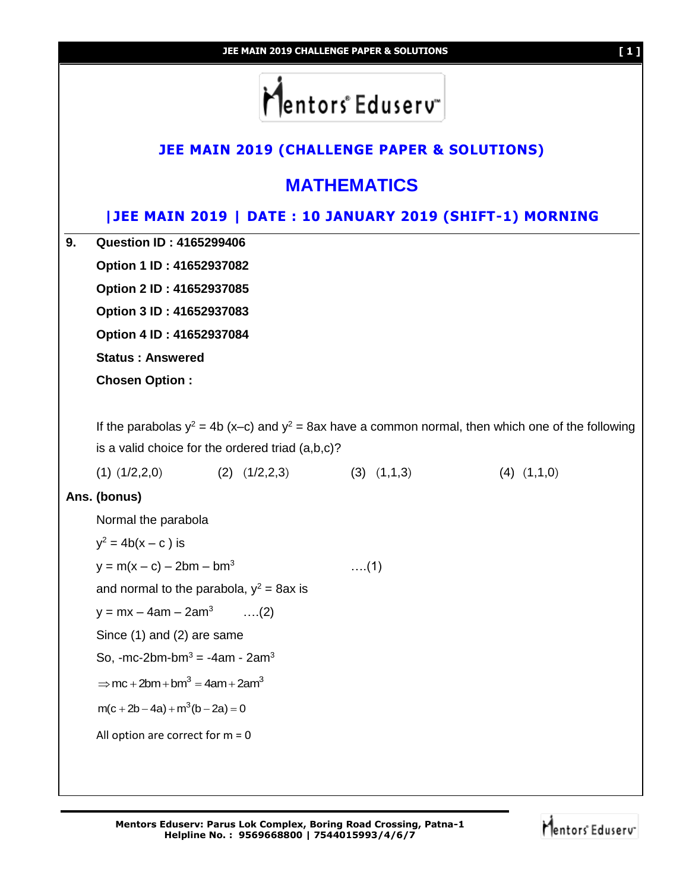# JEE MAIN 2019 (CHALLENGE PAPER & SOLUTIONS)

## MATHEMATICS

### |JEE MAIN 2019 | DATE : 10 JANUARY 2019 (SHIFT-1) MORNING

**9. Question ID : 4165299406**

**Option 1 ID : 41652937082**

**Option 2 ID : 41652937085**

**Option 3 ID : 41652937083**

**Option 4 ID : 41652937084**

**Status : Answered**

**Chosen Option :**

If the parabolas $y^2 = 4b(x-c)$ and $y^2 = 8ax$ have a common normal, then which one of the following is a valid choice for the ordered triad (a,b,c)?

(1) (1/2,2,0) (2) (1/2,2,3) (3) (1,1,3) (4) (1,1,0)

**Ans. (bonus)**

Normal the parabola

$y^2 = 4b(x - c)$ is

$y = m(x - c) - 2bm - bm^3$ ….(1)

and normal to the parabola, $y^2 = 8ax$ is

$y = mx - 4am - 2am^3$ ….(2)

Since (1) and (2) are same

So, $-mc-2bm-bm^3 = -4am - 2am^3$

$\Rightarrow mc + 2bm + bm^3 = 4am + 2am^3$

$m(c + 2b - 4a) + m^3(b - 2a) = 0$

All option are correct for m = 0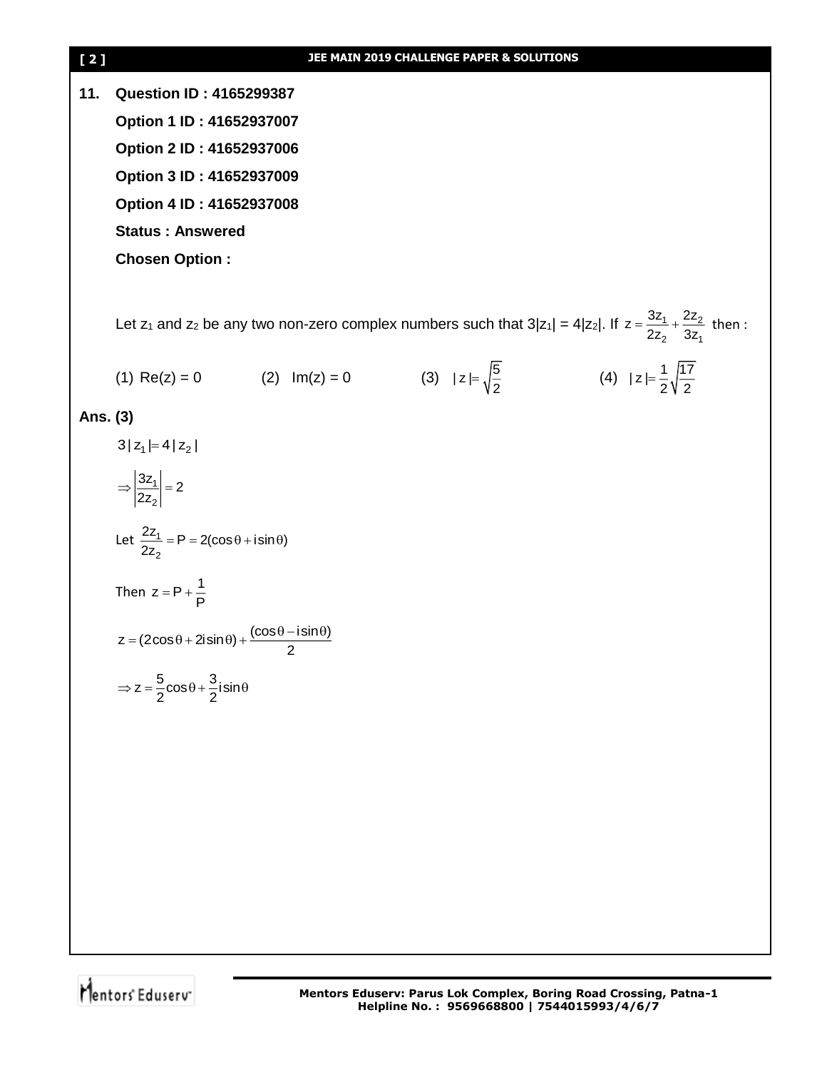**11. Question ID : 4165299387**

**Option 1 ID : 41652937007**

**Option 2 ID : 41652937006**

**Option 3 ID : 41652937009**

**Option 4 ID : 41652937008**

**Status : Answered**

**Chosen Option :**

Let $z_1$ and $z_2$ be any two non-zero complex numbers such that $3|z_1| = 4|z_2|$. If $z = \frac{3z_1}{2z_2} + \frac{2z_2}{3z_1}$ then :

(1) $Re(z) = 0$ (2) $Im(z) = 0$ (3) $|z| = \sqrt{\frac{5}{2}}$ (4) $|z| = \frac{1}{2}\sqrt{\frac{17}{2}}$

**Ans. (3)**

$$3|z_1| = 4|z_2|$$

$$\Rightarrow \left|\frac{3z_1}{2z_2}\right| = 2$$

Let $\frac{2z_1}{2z_2} = P = 2(\cos\theta + i\sin\theta)$

Then $z = P + \frac{1}{P}$

$$z = (2\cos\theta + 2i\sin\theta) + \frac{(\cos\theta - i\sin\theta)}{2}$$

$$\Rightarrow z = \frac{5}{2}\cos\theta + \frac{3}{2}i\sin\theta$$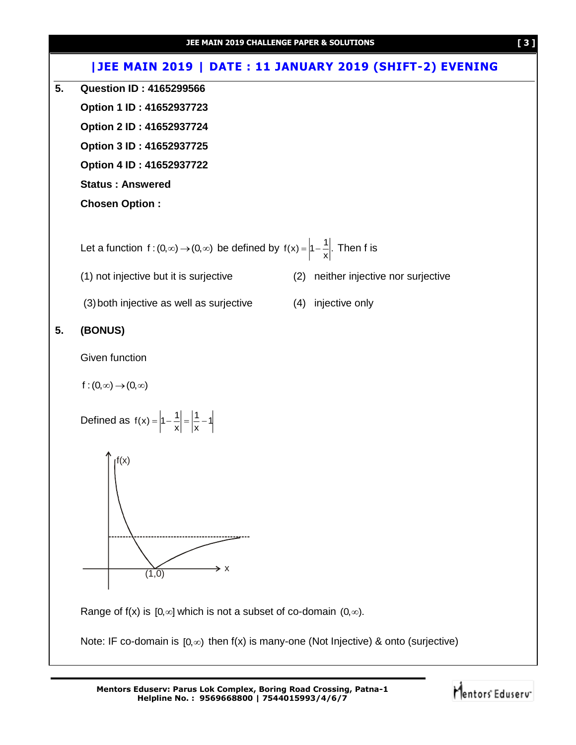## |JEE MAIN 2019 | DATE : 11 JANUARY 2019 (SHIFT-2) EVENING

**5. Question ID : 4165299566**

**Option 1 ID : 41652937723**

**Option 2 ID : 41652937724**

**Option 3 ID : 41652937725**

**Option 4 ID : 41652937722**

**Status : Answered**

**Chosen Option :**

Let a function $f:(0,\infty)\to(0,\infty)$ be defined by $f(x)=\left|1-\frac{1}{x}\right|$. Then f is

(1) not injective but it is surjective

(2) neither injective nor surjective

(3) both injective as well as surjective

(4) injective only

**5. (BONUS)**

Given function

$f:(0,\infty)\to(0,\infty)$

Defined as $f(x)=\left|1-\frac{1}{x}\right|=\left|\frac{1}{x}-1\right|$

f(x)

(1,0)

x

Range of f(x) is $[0,\infty]$ which is not a subset of co-domain $(0,\infty)$.

Note: IF co-domain is $[0,\infty)$ then f(x) is many-one (Not Injective) & onto (surjective)